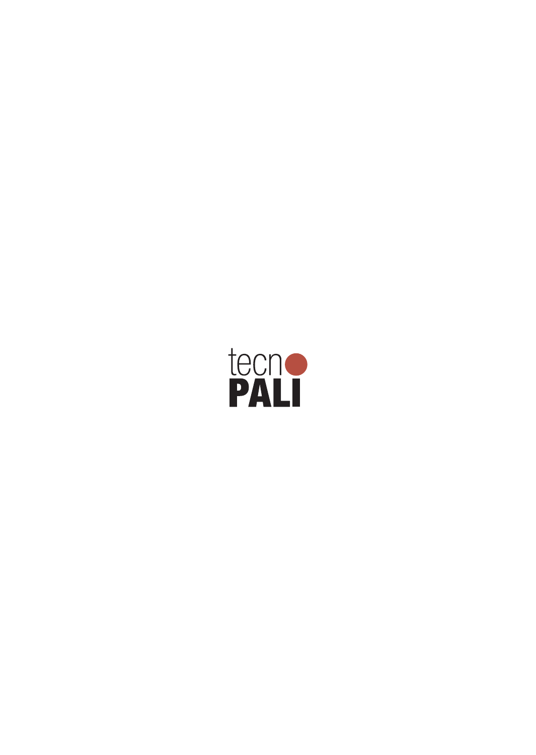tecno

PALI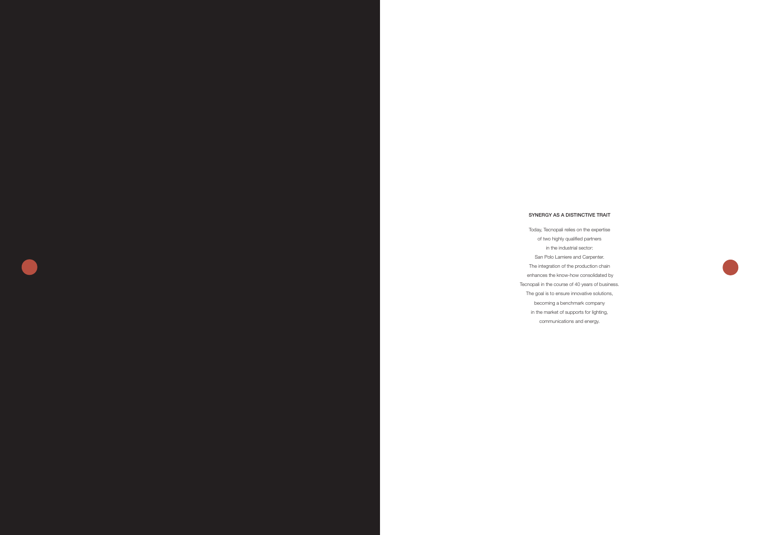## SYNERGY AS A DISTINCTIVE TRAIT

Today, Tecnopali relies on the expertise
of two highly qualified partners
in the industrial sector:
San Polo Lamiere and Carpenter.
The integration of the production chain
enhances the know-how consolidated by
Tecnopali in the course of 40 years of business.
The goal is to ensure innovative solutions,
becoming a benchmark company
in the market of supports for lighting,
communications and energy.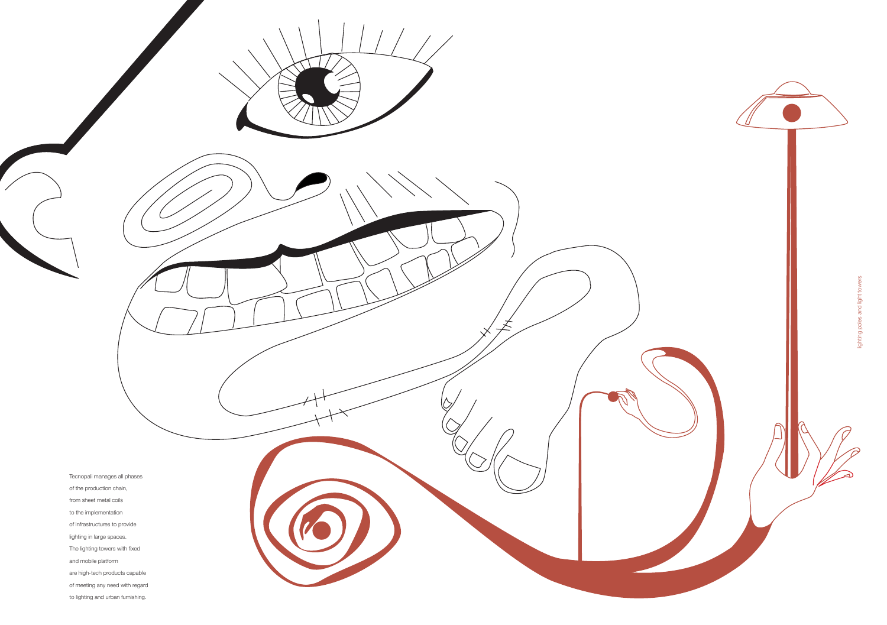Tecnopali manages all phases
of the production chain,
from sheet metal coils
to the implementation
of infrastructures to provide
lighting in large spaces.
The lighting towers with fixed
and mobile platform
are high-tech products capable
of meeting any need with regard
to lighting and urban furnishing.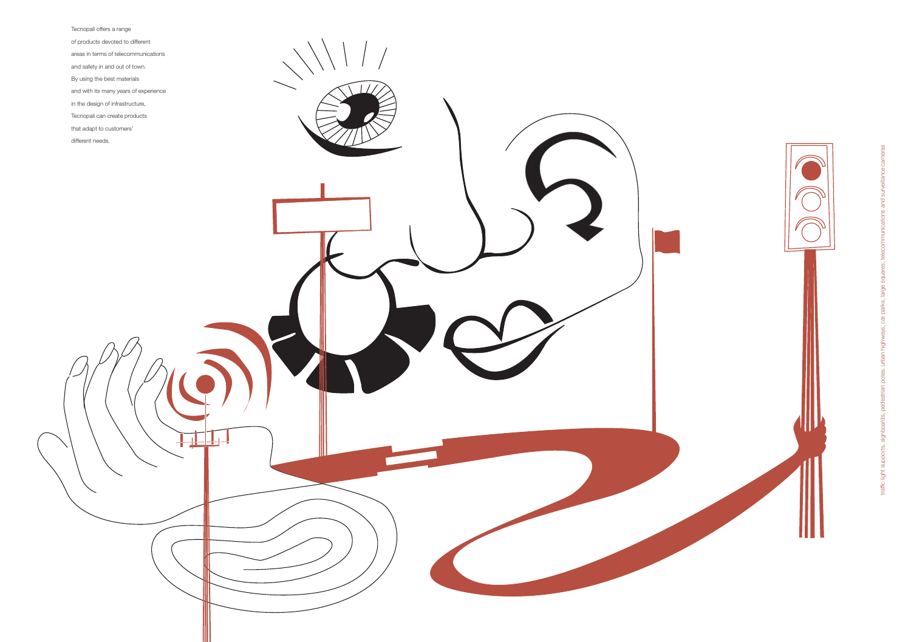Tecnopali offers a range of products devoted to different areas in terms of telecommunications and safety in and out of town. By using the best materials and with its many years of experience in the design of infrastructure, Tecnopali can create products that adapt to customers' different needs.

traffic light supports, signboards, pedestrian poles, urban highways, car parks, large squares, telecommunications and surveillance cameras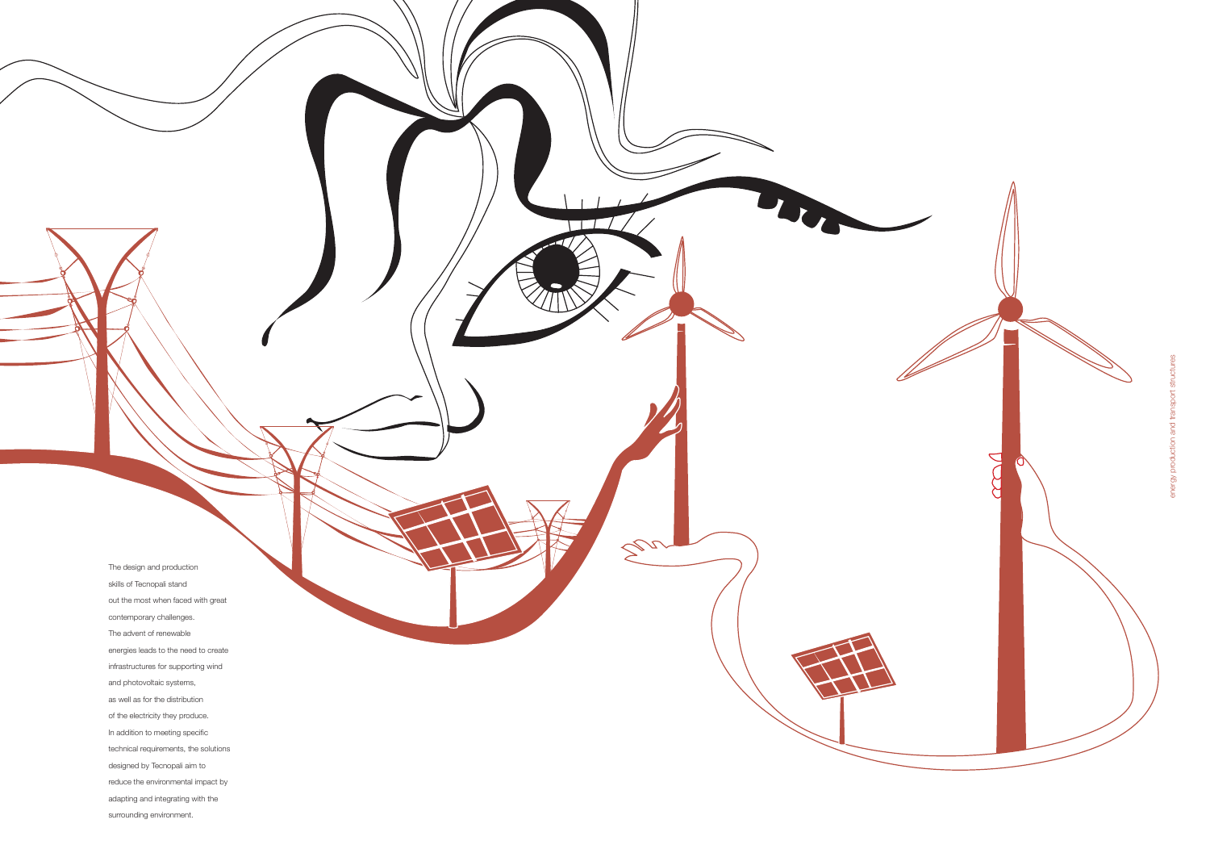The design and production skills of Tecnopali stand out the most when faced with great contemporary challenges. The advent of renewable energies leads to the need to create infrastructures for supporting wind and photovoltaic systems, as well as for the distribution of the electricity they produce. In addition to meeting specific technical requirements, the solutions designed by Tecnopali aim to reduce the environmental impact by adapting and integrating with the surrounding environment.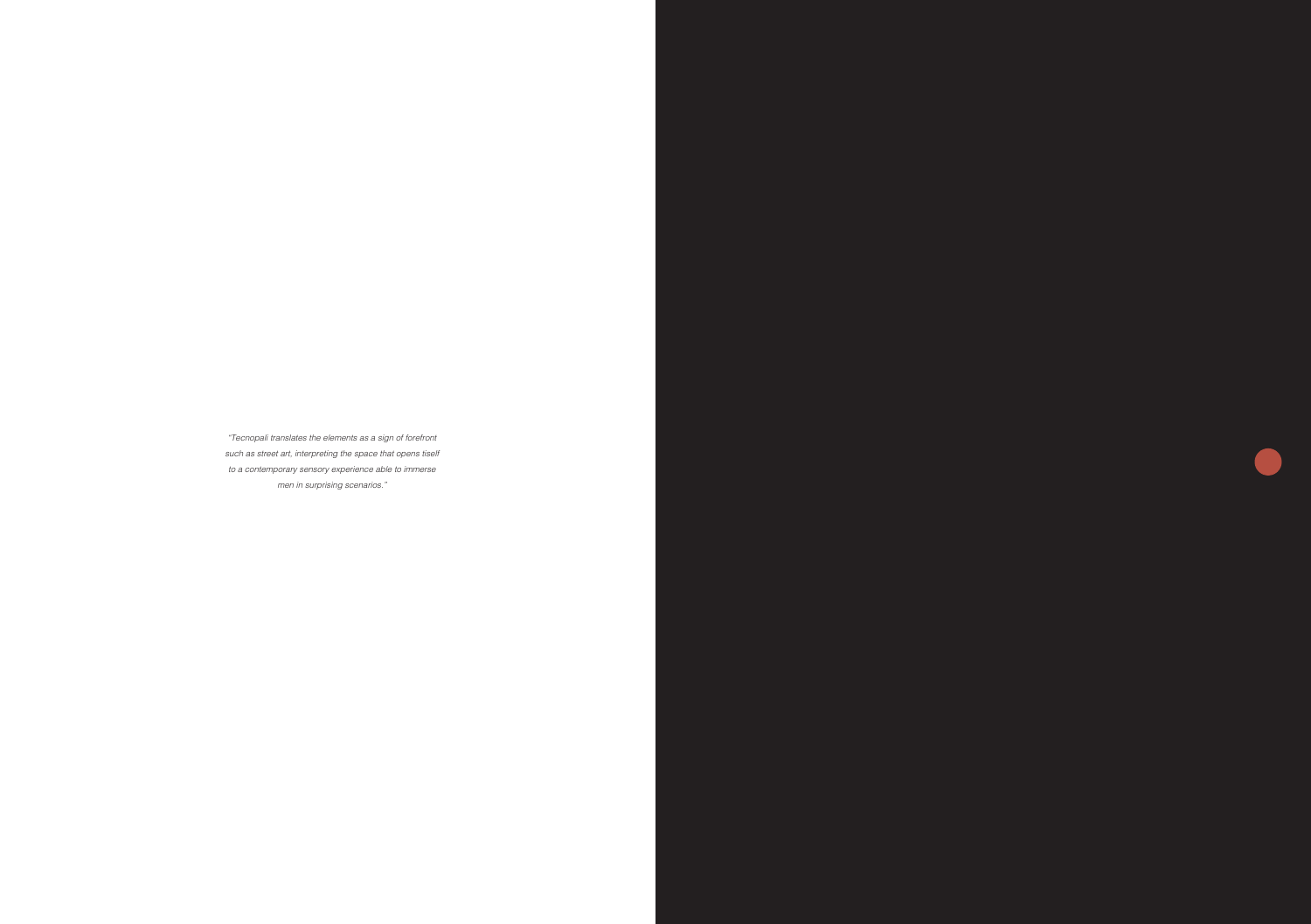*"Tecnopali translates the elements as a sign of forefront such as street art, interpreting the space that opens tiself to a contemporary sensory experience able to immerse men in surprising scenarios."*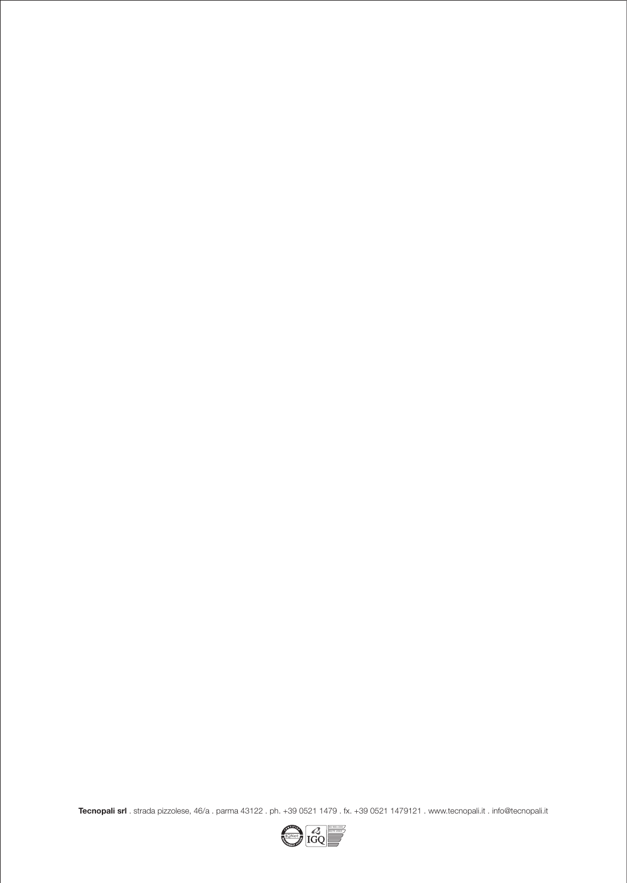**Tecnopali srl** . strada pizzolese, 46/a . parma 43122 . ph. +39 0521 1479 . fx. +39 0521 1479121 . www.tecnopali.it . info@tecnopali.it